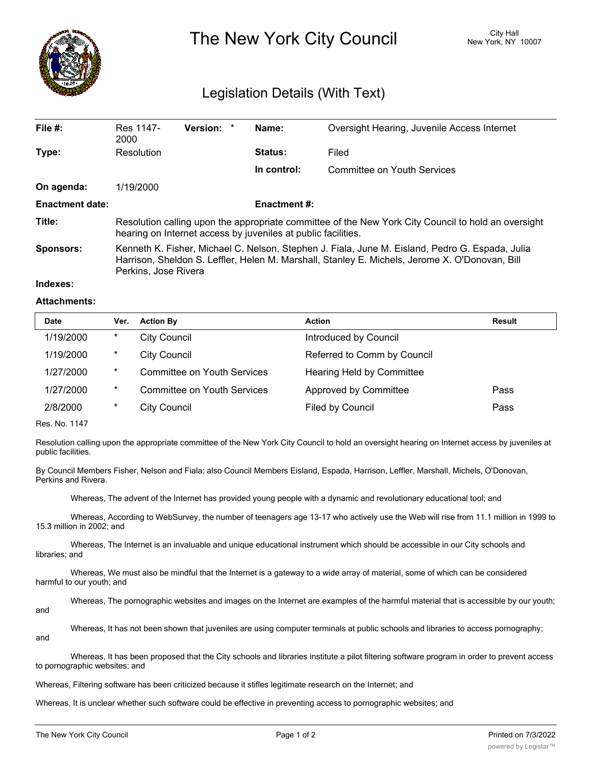# The New York City Council

City Hall
New York, NY 10007

## Legislation Details (With Text)

| | | | |
|---|---|---|---|
| **File #:** | Res 1147-2000 **Version:** * | **Name:** | Oversight Hearing, Juvenile Access Internet |
| **Type:** | Resolution | **Status:** | Filed |
| | | **In control:** | Committee on Youth Services |
| **On agenda:** | 1/19/2000 | | |
| **Enactment date:** | | **Enactment #:** | |

**Title:** Resolution calling upon the appropriate committee of the New York City Council to hold an oversight hearing on Internet access by juveniles at public facilities.

**Sponsors:** Kenneth K. Fisher, Michael C. Nelson, Stephen J. Fiala, June M. Eisland, Pedro G. Espada, Julia Harrison, Sheldon S. Leffler, Helen M. Marshall, Stanley E. Michels, Jerome X. O'Donovan, Bill Perkins, Jose Rivera

**Indexes:**

**Attachments:**

| Date | Ver. | Action By | Action | Result |
|---|---|---|---|---|
| 1/19/2000 | * | City Council | Introduced by Council | |
| 1/19/2000 | * | City Council | Referred to Comm by Council | |
| 1/27/2000 | * | Committee on Youth Services | Hearing Held by Committee | |
| 1/27/2000 | * | Committee on Youth Services | Approved by Committee | Pass |
| 2/8/2000 | * | City Council | Filed by Council | Pass |

Res. No. 1147

Resolution calling upon the appropriate committee of the New York City Council to hold an oversight hearing on Internet access by juveniles at public facilities.

By Council Members Fisher, Nelson and Fiala; also Council Members Eisland, Espada, Harrison, Leffler, Marshall, Michels, O'Donovan, Perkins and Rivera.

Whereas, The advent of the Internet has provided young people with a dynamic and revolutionary educational tool; and

Whereas, According to WebSurvey, the number of teenagers age 13-17 who actively use the Web will rise from 11.1 million in 1999 to 15.3 million in 2002; and

Whereas, The Internet is an invaluable and unique educational instrument which should be accessible in our City schools and libraries; and

Whereas, We must also be mindful that the Internet is a gateway to a wide array of material, some of which can be considered harmful to our youth; and

Whereas, The pornographic websites and images on the Internet are examples of the harmful material that is accessible by our youth; and

Whereas, It has not been shown that juveniles are using computer terminals at public schools and libraries to access pornography; and

Whereas, It has been proposed that the City schools and libraries institute a pilot filtering software program in order to prevent access to pornographic websites; and

Whereas, Filtering software has been criticized because it stifles legitimate research on the Internet; and

Whereas, It is unclear whether such software could be effective in preventing access to pornographic websites; and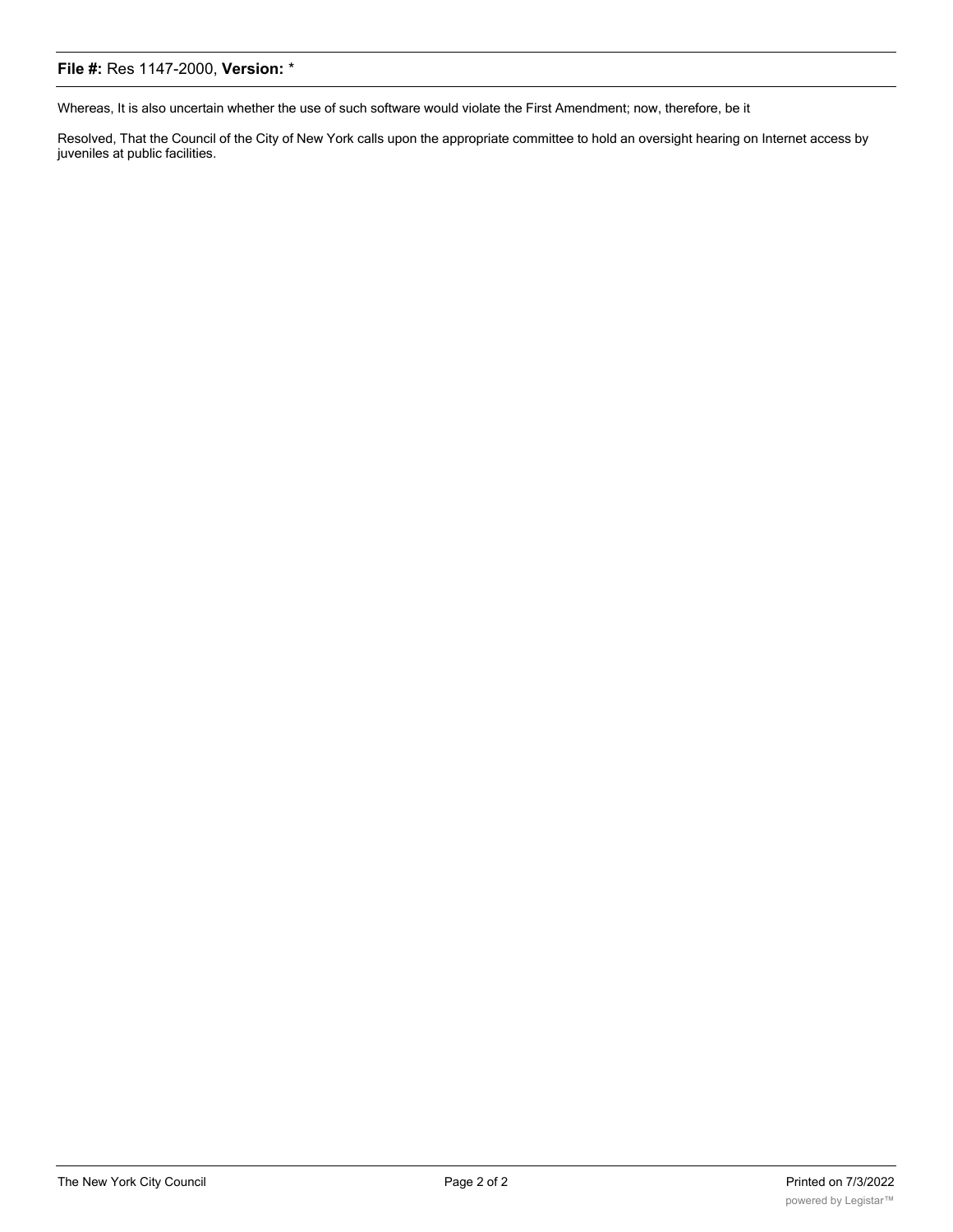Whereas, It is also uncertain whether the use of such software would violate the First Amendment; now, therefore, be it

Resolved, That the Council of the City of New York calls upon the appropriate committee to hold an oversight hearing on Internet access by juveniles at public facilities.